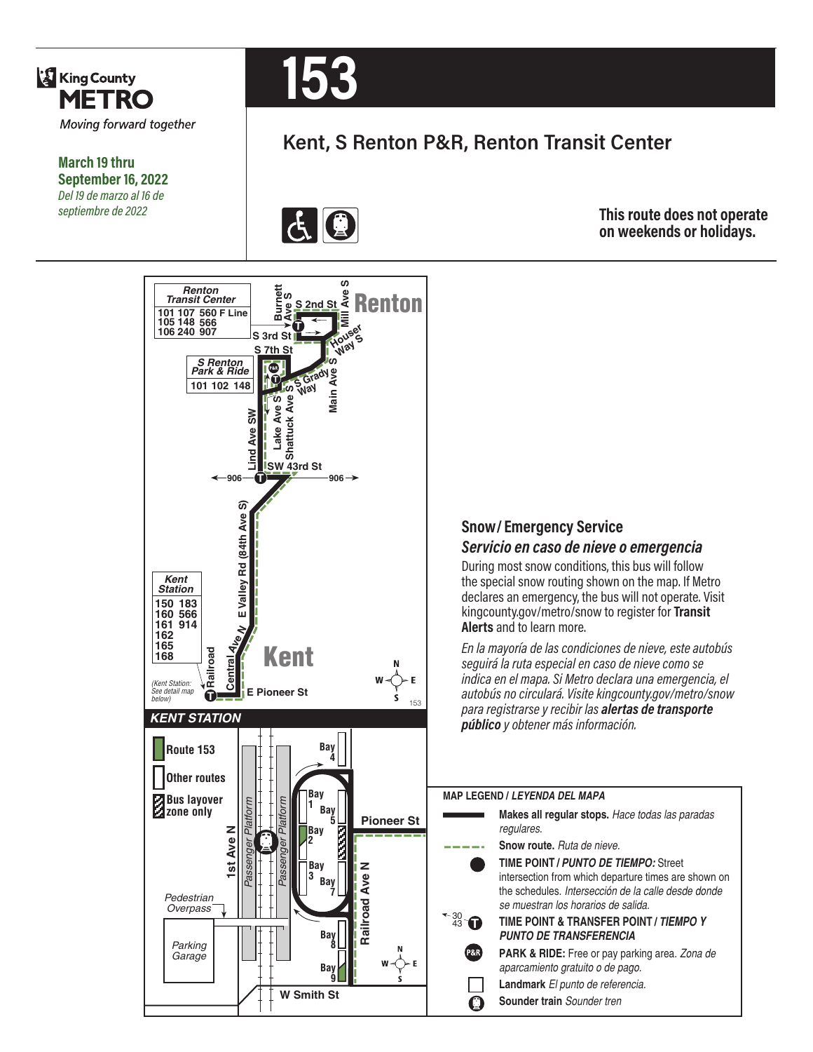King County **METRO**

*Moving forward together*

**March 19 thru September 16, 2022**
*Del 19 de marzo al 16 de septiembre de 2022*

# 153

## Kent, S Renton P&R, Renton Transit Center

**This route does not operate on weekends or holidays.**

**Renton Transit Center**

| | | |
|---|---|---|
| 101 | 107 | 560 F Line |
| 105 | 148 | 566 |
| 106 | 240 | 907 |

**S Renton Park & Ride**

101 102 148

**Kent Station**

| | |
|---|---|
| 150 | 183 |
| 160 | 566 |
| 161 | 914 |
| 162 | |
| 165 | |
| 168 | |

(Kent Station: See detail map below)

Renton — Burnett Ave S, S 2nd St, Mill Ave S, S 3rd St, Houser Way S, S 7th St, S Grady Way, Main Ave S, Lake Ave S, Shattuck Ave S, Lind Ave SW, SW 43rd St, 906, E Valley Rd (84th Ave S), Central Ave N, Railroad, E Pioneer St — Kent

### KENT STATION

- **Route 153**
- **Other routes**
- **Bus layover zone only**

Bay 1, Bay 2, Bay 3, Bay 4, Bay 5, Bay 7, Bay 8, Bay 9, Pioneer St, Railroad Ave N, 1st Ave N, Passenger Platform, Passenger Platform, Pedestrian Overpass, Parking Garage, W Smith St

### Snow / Emergency Service

### *Servicio en caso de nieve o emergencia*

During most snow conditions, this bus will follow the special snow routing shown on the map. If Metro declares an emergency, the bus will not operate. Visit kingcounty.gov/metro/snow to register for **Transit Alerts** and to learn more.

*En la mayoría de las condiciones de nieve, este autobús seguirá la ruta especial en caso de nieve como se indica en el mapa. Si Metro declara una emergencia, el autobús no circulará. Visite kingcounty.gov/metro/snow para registrarse y recibir las* ***alertas de transporte público*** *y obtener más información.*

**MAP LEGEND /** ***LEYENDA DEL MAPA***

- **Makes all regular stops.** *Hace todas las paradas regulares.*
- **Snow route.** *Ruta de nieve.*
- **TIME POINT /** ***PUNTO DE TIEMPO:*** Street intersection from which departure times are shown on the schedules. *Intersección de la calle desde donde se muestran los horarios de salida.*
- **TIME POINT & TRANSFER POINT /** ***TIEMPO Y PUNTO DE TRANSFERENCIA***
- **PARK & RIDE:** Free or pay parking area. *Zona de aparcamiento gratuito o de pago.*
- **Landmark** *El punto de referencia.*
- **Sounder train** *Sounder tren*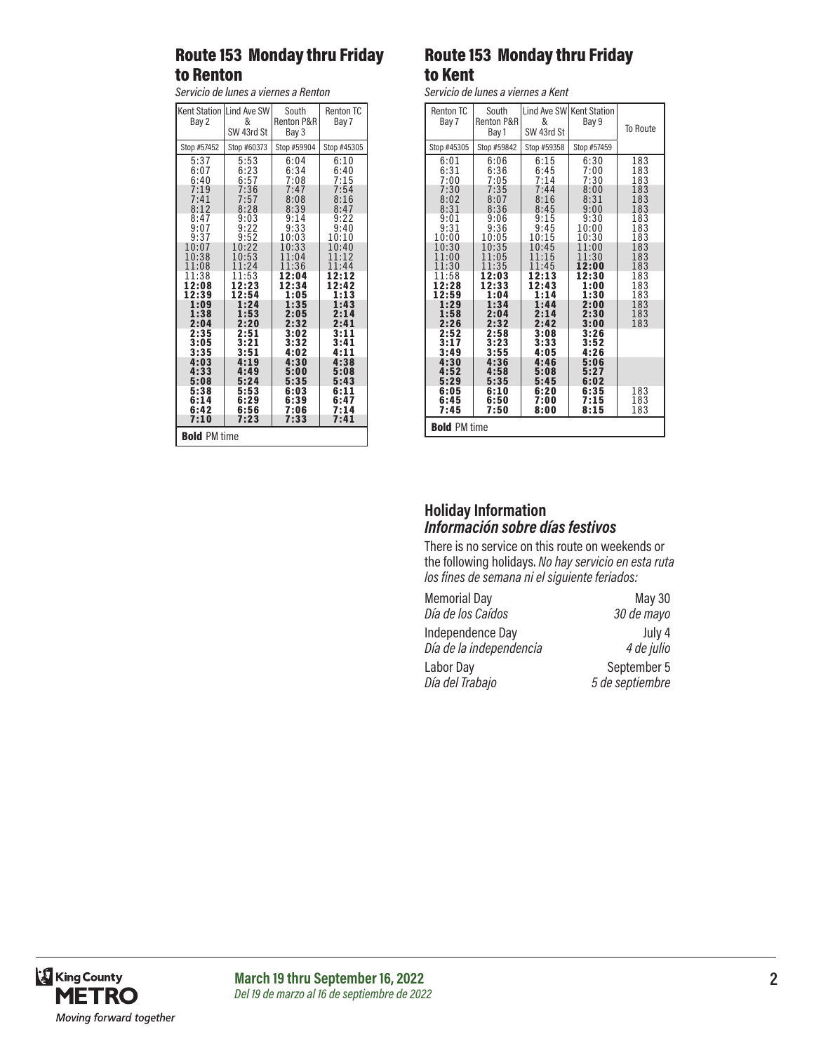## Route 153 Monday thru Friday to Renton

*Servicio de lunes a viernes a Renton*

| Kent Station Bay 2 | Lind Ave SW & SW 43rd St | South Renton P&R Bay 3 | Renton TC Bay 7 |
|---|---|---|---|
| Stop #57452 | Stop #60373 | Stop #59904 | Stop #45305 |
| 5:37 | 5:53 | 6:04 | 6:10 |
| 6:07 | 6:23 | 6:34 | 6:40 |
| 6:40 | 6:57 | 7:08 | 7:15 |
| 7:19 | 7:36 | 7:47 | 7:54 |
| 7:41 | 7:57 | 8:08 | 8:16 |
| 8:12 | 8:28 | 8:39 | 8:47 |
| 8:47 | 9:03 | 9:14 | 9:22 |
| 9:07 | 9:22 | 9:33 | 9:40 |
| 9:37 | 9:52 | 10:03 | 10:10 |
| 10:07 | 10:22 | 10:33 | 10:40 |
| 10:38 | 10:53 | 11:04 | 11:12 |
| 11:08 | 11:24 | 11:36 | 11:44 |
| 11:38 | 11:53 | **12:04** | **12:12** |
| **12:08** | **12:23** | **12:34** | **12:42** |
| **12:39** | **12:54** | **1:05** | **1:13** |
| **1:09** | **1:24** | **1:35** | **1:43** |
| **1:38** | **1:53** | **2:05** | **2:14** |
| **2:04** | **2:20** | **2:32** | **2:41** |
| **2:35** | **2:51** | **3:02** | **3:11** |
| **3:05** | **3:21** | **3:32** | **3:41** |
| **3:35** | **3:51** | **4:02** | **4:11** |
| **4:03** | **4:19** | **4:30** | **4:38** |
| **4:33** | **4:49** | **5:00** | **5:08** |
| **5:08** | **5:24** | **5:35** | **5:43** |
| **5:38** | **5:53** | **6:03** | **6:11** |
| **6:14** | **6:29** | **6:39** | **6:47** |
| **6:42** | **6:56** | **7:06** | **7:14** |
| **7:10** | **7:23** | **7:33** | **7:41** |

**Bold** PM time

## Route 153 Monday thru Friday to Kent

*Servicio de lunes a viernes a Kent*

| Renton TC Bay 7 | South Renton P&R Bay 1 | Lind Ave SW & SW 43rd St | Kent Station Bay 9 | To Route |
|---|---|---|---|---|
| Stop #45305 | Stop #59842 | Stop #59358 | Stop #57459 | |
| 6:01 | 6:06 | 6:15 | 6:30 | 183 |
| 6:31 | 6:36 | 6:45 | 7:00 | 183 |
| 7:00 | 7:05 | 7:14 | 7:30 | 183 |
| 7:30 | 7:35 | 7:44 | 8:00 | 183 |
| 8:02 | 8:07 | 8:16 | 8:31 | 183 |
| 8:31 | 8:36 | 8:45 | 9:00 | 183 |
| 9:01 | 9:06 | 9:15 | 9:30 | 183 |
| 9:31 | 9:36 | 9:45 | 10:00 | 183 |
| 10:00 | 10:05 | 10:15 | 10:30 | 183 |
| 10:30 | 10:35 | 10:45 | 11:00 | 183 |
| 11:00 | 11:05 | 11:15 | 11:30 | 183 |
| 11:30 | 11:35 | 11:45 | **12:00** | 183 |
| 11:58 | **12:03** | **12:13** | **12:30** | 183 |
| **12:28** | **12:33** | **12:43** | **1:00** | 183 |
| **12:59** | **1:04** | **1:14** | **1:30** | 183 |
| **1:29** | **1:34** | **1:44** | **2:00** | 183 |
| **1:58** | **2:04** | **2:14** | **2:30** | 183 |
| **2:26** | **2:32** | **2:42** | **3:00** | 183 |
| **2:52** | **2:58** | **3:08** | **3:26** | |
| **3:17** | **3:23** | **3:33** | **3:52** | |
| **3:49** | **3:55** | **4:05** | **4:26** | |
| **4:30** | **4:36** | **4:46** | **5:06** | |
| **4:52** | **4:58** | **5:08** | **5:27** | |
| **5:29** | **5:35** | **5:45** | **6:02** | |
| **6:05** | **6:10** | **6:20** | **6:35** | 183 |
| **6:45** | **6:50** | **7:00** | **7:15** | 183 |
| **7:45** | **7:50** | **8:00** | **8:15** | 183 |

**Bold** PM time

## Holiday Information
### *Información sobre días festivos*

There is no service on this route on weekends or the following holidays. *No hay servicio en esta ruta los fines de semana ni el siguiente feriados:*

| | |
|---|---|
| Memorial Day<br>*Día de los Caídos* | May 30<br>*30 de mayo* |
| Independence Day<br>*Día de la independencia* | July 4<br>*4 de julio* |
| Labor Day<br>*Día del Trabajo* | September 5<br>*5 de septiembre* |

King County METRO
*Moving forward together*

**March 19 thru September 16, 2022**
*Del 19 de marzo al 16 de septiembre de 2022*